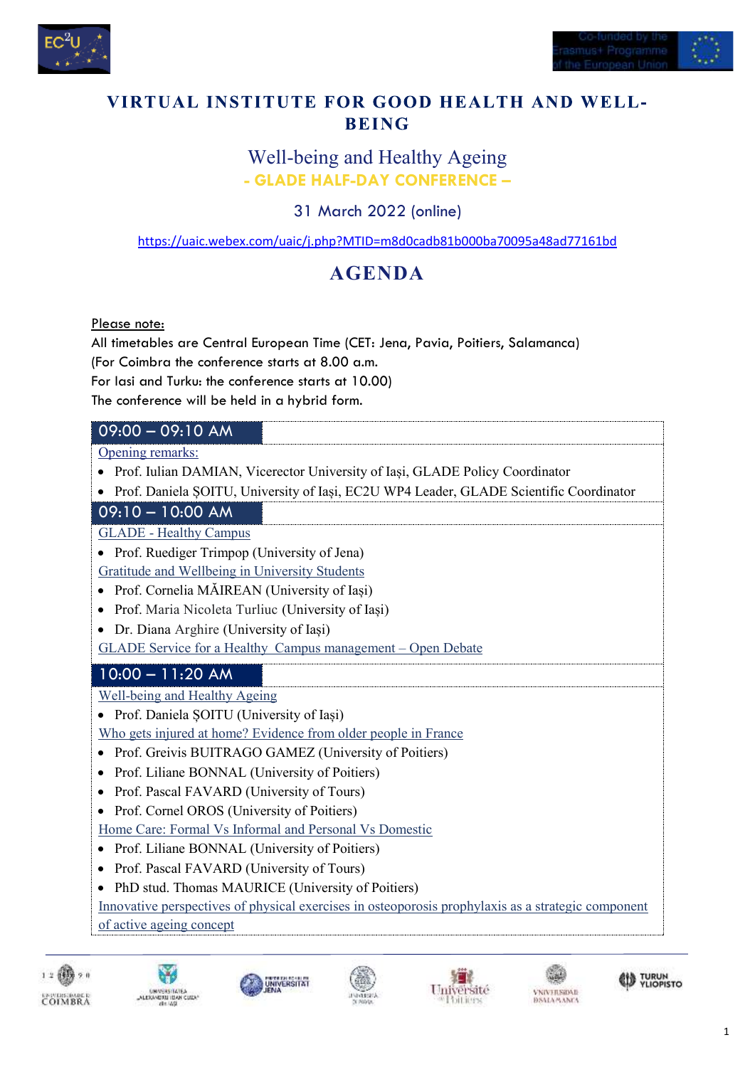# VIRTUAL INSTITUTE FOR GOOD HEALTH AND WELL-BEING

## Well-being and Healthy Ageing

**- GLADE HALF-DAY CONFERENCE –**

31 March 2022 (online)

https://uaic.webex.com/uaic/j.php?MTID=m8d0cadb81b000ba70095a48ad77161bd

## AGENDA

Please note:

All timetables are Central European Time (CET: Jena, Pavia, Poitiers, Salamanca)
(For Coimbra the conference starts at 8.00 a.m.
For Iasi and Turku: the conference starts at 10.00)
The conference will be held in a hybrid form.

**09:00 – 09:10 AM**

Opening remarks:

- Prof. Iulian DAMIAN, Vicerector University of Iași, GLADE Policy Coordinator
- Prof. Daniela ȘOITU, University of Iași, EC2U WP4 Leader, GLADE Scientific Coordinator

**09:10 – 10:00 AM**

GLADE - Healthy Campus

- Prof. Ruediger Trimpop (University of Jena)

Gratitude and Wellbeing in University Students

- Prof. Cornelia MĂIREAN (University of Iași)
- Prof. Maria Nicoleta Turliuc (University of Iași)
- Dr. Diana Arghire (University of Iași)

GLADE Service for a Healthy Campus management – Open Debate

**10:00 – 11:20 AM**

Well-being and Healthy Ageing

- Prof. Daniela ȘOITU (University of Iași)

Who gets injured at home? Evidence from older people in France

- Prof. Greivis BUITRAGO GAMEZ (University of Poitiers)
- Prof. Liliane BONNAL (University of Poitiers)
- Prof. Pascal FAVARD (University of Tours)
- Prof. Cornel OROS (University of Poitiers)

Home Care: Formal Vs Informal and Personal Vs Domestic

- Prof. Liliane BONNAL (University of Poitiers)
- Prof. Pascal FAVARD (University of Tours)
- PhD stud. Thomas MAURICE (University of Poitiers)

Innovative perspectives of physical exercises in osteoporosis prophylaxis as a strategic component of active ageing concept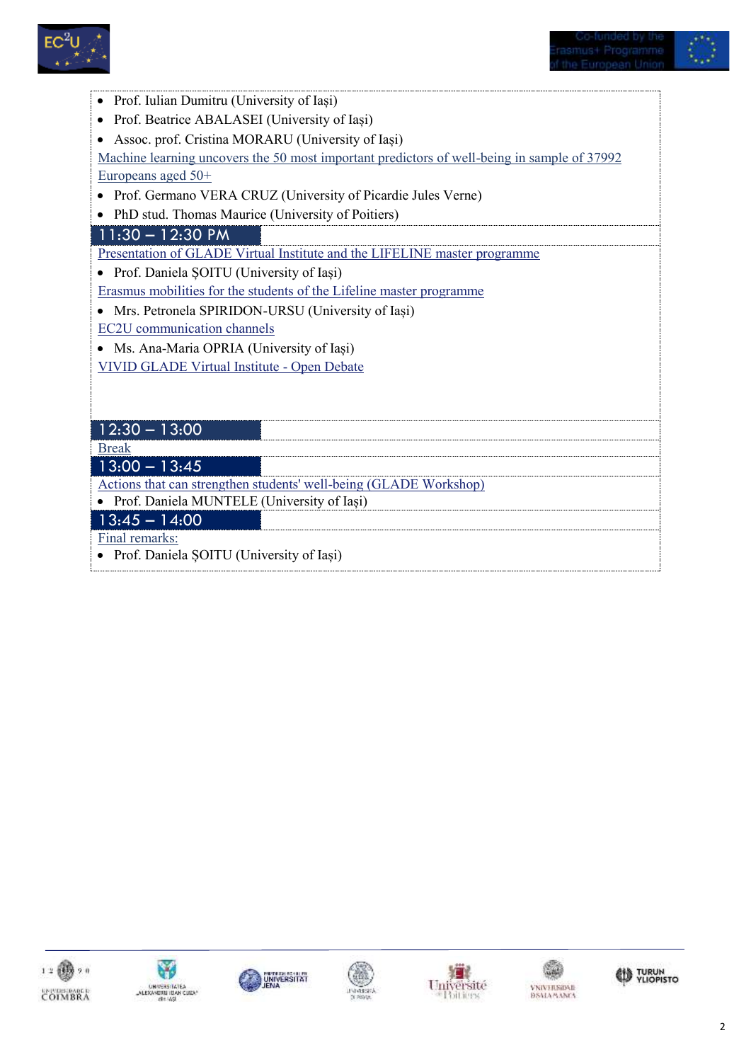- Prof. Iulian Dumitru (University of Iași)
- Prof. Beatrice ABALASEI (University of Iași)
- Assoc. prof. Cristina MORARU (University of Iași)

Machine learning uncovers the 50 most important predictors of well-being in sample of 37992 Europeans aged 50+

- Prof. Germano VERA CRUZ (University of Picardie Jules Verne)
- PhD stud. Thomas Maurice (University of Poitiers)

**11:30 – 12:30 PM**

Presentation of GLADE Virtual Institute and the LIFELINE master programme

- Prof. Daniela ȘOITU (University of Iași)

Erasmus mobilities for the students of the Lifeline master programme

- Mrs. Petronela SPIRIDON-URSU (University of Iași)

EC2U communication channels

- Ms. Ana-Maria OPRIA (University of Iași)

VIVID GLADE Virtual Institute - Open Debate

**12:30 – 13:00**

Break

**13:00 – 13:45**

Actions that can strengthen students' well-being (GLADE Workshop)

- Prof. Daniela MUNTELE (University of Iași)

**13:45 – 14:00**

Final remarks:

- Prof. Daniela ȘOITU (University of Iași)